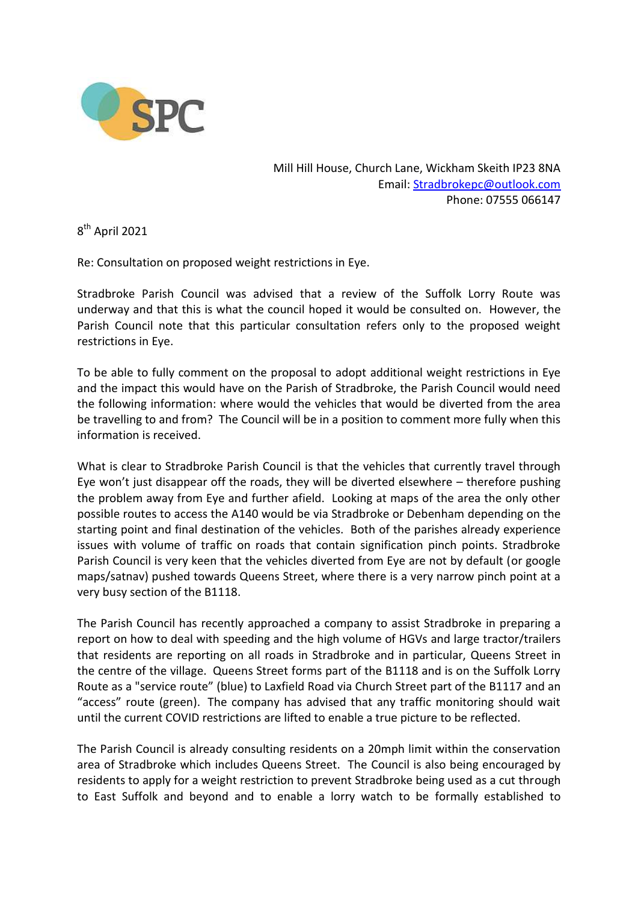SPC

Mill Hill House, Church Lane, Wickham Skeith IP23 8NA
Email: Stradbrokepc@outlook.com
Phone: 07555 066147

8th April 2021

Re: Consultation on proposed weight restrictions in Eye.

Stradbroke Parish Council was advised that a review of the Suffolk Lorry Route was underway and that this is what the council hoped it would be consulted on. However, the Parish Council note that this particular consultation refers only to the proposed weight restrictions in Eye.

To be able to fully comment on the proposal to adopt additional weight restrictions in Eye and the impact this would have on the Parish of Stradbroke, the Parish Council would need the following information: where would the vehicles that would be diverted from the area be travelling to and from? The Council will be in a position to comment more fully when this information is received.

What is clear to Stradbroke Parish Council is that the vehicles that currently travel through Eye won't just disappear off the roads, they will be diverted elsewhere – therefore pushing the problem away from Eye and further afield. Looking at maps of the area the only other possible routes to access the A140 would be via Stradbroke or Debenham depending on the starting point and final destination of the vehicles. Both of the parishes already experience issues with volume of traffic on roads that contain signification pinch points. Stradbroke Parish Council is very keen that the vehicles diverted from Eye are not by default (or google maps/satnav) pushed towards Queens Street, where there is a very narrow pinch point at a very busy section of the B1118.

The Parish Council has recently approached a company to assist Stradbroke in preparing a report on how to deal with speeding and the high volume of HGVs and large tractor/trailers that residents are reporting on all roads in Stradbroke and in particular, Queens Street in the centre of the village. Queens Street forms part of the B1118 and is on the Suffolk Lorry Route as a "service route" (blue) to Laxfield Road via Church Street part of the B1117 and an "access" route (green). The company has advised that any traffic monitoring should wait until the current COVID restrictions are lifted to enable a true picture to be reflected.

The Parish Council is already consulting residents on a 20mph limit within the conservation area of Stradbroke which includes Queens Street. The Council is also being encouraged by residents to apply for a weight restriction to prevent Stradbroke being used as a cut through to East Suffolk and beyond and to enable a lorry watch to be formally established to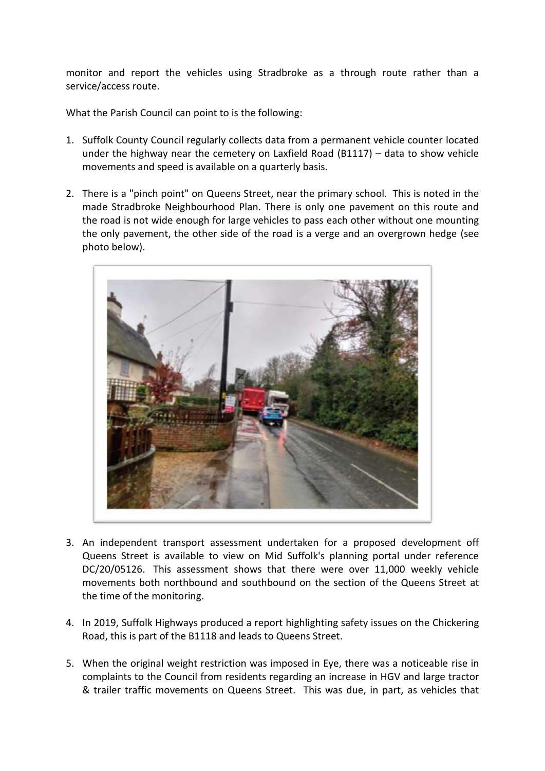monitor and report the vehicles using Stradbroke as a through route rather than a service/access route.

What the Parish Council can point to is the following:

1. Suffolk County Council regularly collects data from a permanent vehicle counter located under the highway near the cemetery on Laxfield Road (B1117) – data to show vehicle movements and speed is available on a quarterly basis.

2. There is a "pinch point" on Queens Street, near the primary school. This is noted in the made Stradbroke Neighbourhood Plan. There is only one pavement on this route and the road is not wide enough for large vehicles to pass each other without one mounting the only pavement, the other side of the road is a verge and an overgrown hedge (see photo below).

3. An independent transport assessment undertaken for a proposed development off Queens Street is available to view on Mid Suffolk's planning portal under reference DC/20/05126. This assessment shows that there were over 11,000 weekly vehicle movements both northbound and southbound on the section of the Queens Street at the time of the monitoring.

4. In 2019, Suffolk Highways produced a report highlighting safety issues on the Chickering Road, this is part of the B1118 and leads to Queens Street.

5. When the original weight restriction was imposed in Eye, there was a noticeable rise in complaints to the Council from residents regarding an increase in HGV and large tractor & trailer traffic movements on Queens Street. This was due, in part, as vehicles that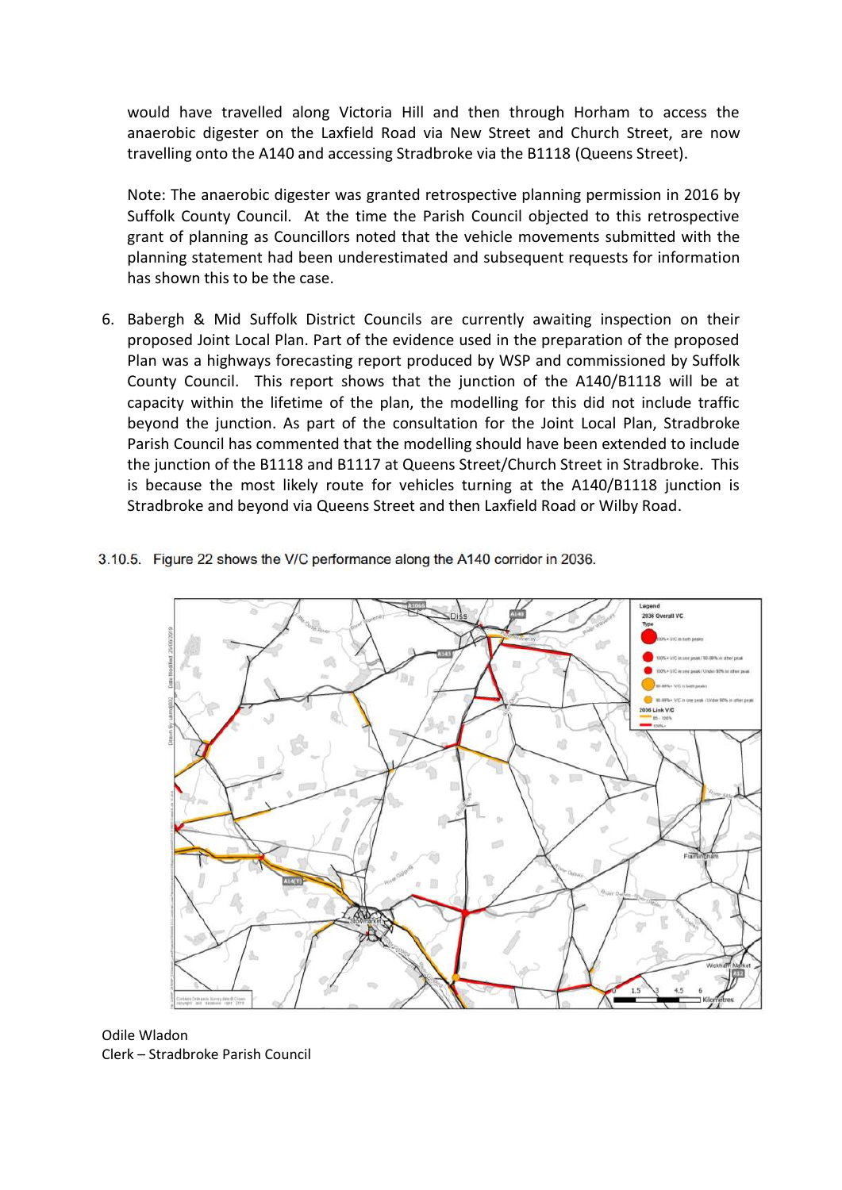would have travelled along Victoria Hill and then through Horham to access the anaerobic digester on the Laxfield Road via New Street and Church Street, are now travelling onto the A140 and accessing Stradbroke via the B1118 (Queens Street).

Note: The anaerobic digester was granted retrospective planning permission in 2016 by Suffolk County Council. At the time the Parish Council objected to this retrospective grant of planning as Councillors noted that the vehicle movements submitted with the planning statement had been underestimated and subsequent requests for information has shown this to be the case.

6. Babergh & Mid Suffolk District Councils are currently awaiting inspection on their proposed Joint Local Plan. Part of the evidence used in the preparation of the proposed Plan was a highways forecasting report produced by WSP and commissioned by Suffolk County Council. This report shows that the junction of the A140/B1118 will be at capacity within the lifetime of the plan, the modelling for this did not include traffic beyond the junction. As part of the consultation for the Joint Local Plan, Stradbroke Parish Council has commented that the modelling should have been extended to include the junction of the B1118 and B1117 at Queens Street/Church Street in Stradbroke. This is because the most likely route for vehicles turning at the A140/B1118 junction is Stradbroke and beyond via Queens Street and then Laxfield Road or Wilby Road.

3.10.5. Figure 22 shows the V/C performance along the A140 corridor in 2036.

Odile Wladon
Clerk – Stradbroke Parish Council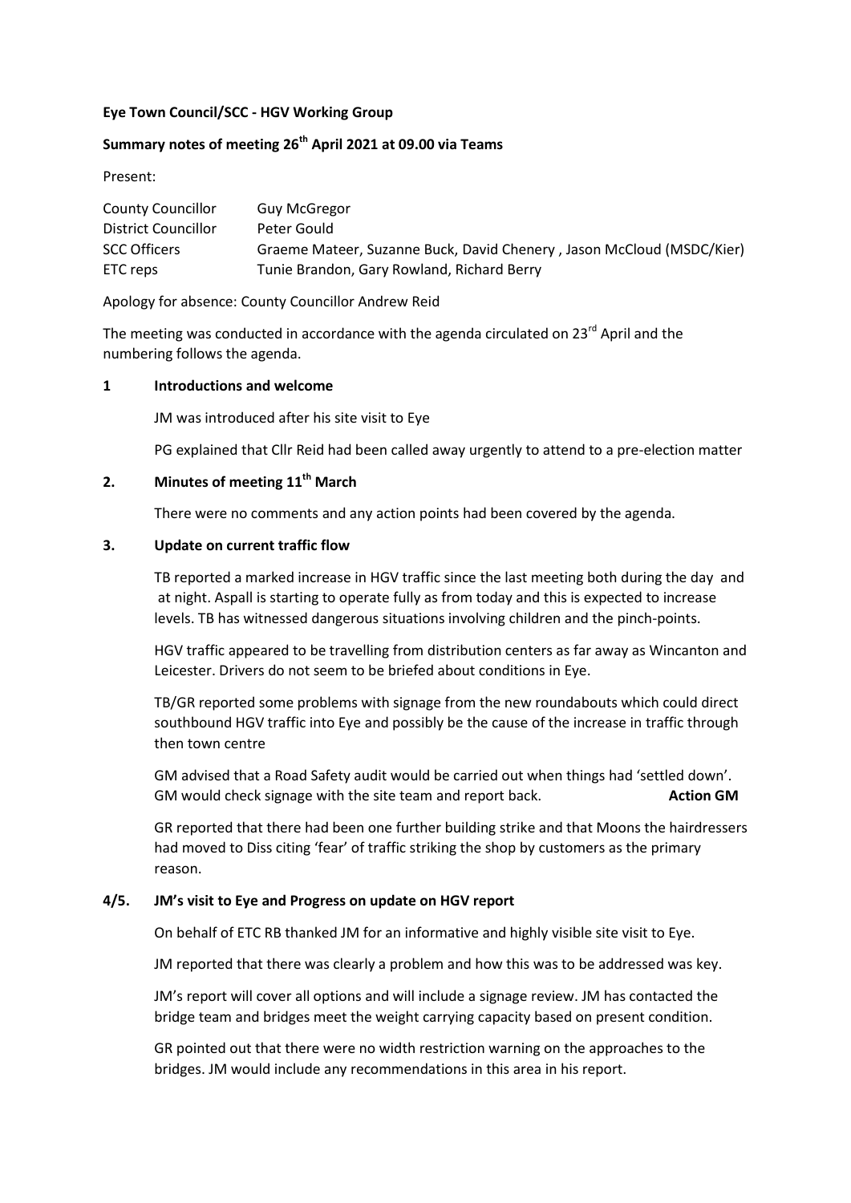**Eye Town Council/SCC - HGV Working Group**

**Summary notes of meeting 26th April 2021 at 09.00 via Teams**

Present:

| | |
|---|---|
| County Councillor | Guy McGregor |
| District Councillor | Peter Gould |
| SCC Officers | Graeme Mateer, Suzanne Buck, David Chenery , Jason McCloud (MSDC/Kier) |
| ETC reps | Tunie Brandon, Gary Rowland, Richard Berry |

Apology for absence: County Councillor Andrew Reid

The meeting was conducted in accordance with the agenda circulated on 23rd April and the numbering follows the agenda.

**1 Introductions and welcome**

JM was introduced after his site visit to Eye

PG explained that Cllr Reid had been called away urgently to attend to a pre-election matter

**2. Minutes of meeting 11th March**

There were no comments and any action points had been covered by the agenda.

**3. Update on current traffic flow**

TB reported a marked increase in HGV traffic since the last meeting both during the day and at night. Aspall is starting to operate fully as from today and this is expected to increase levels. TB has witnessed dangerous situations involving children and the pinch-points.

HGV traffic appeared to be travelling from distribution centers as far away as Wincanton and Leicester. Drivers do not seem to be briefed about conditions in Eye.

TB/GR reported some problems with signage from the new roundabouts which could direct southbound HGV traffic into Eye and possibly be the cause of the increase in traffic through then town centre

GM advised that a Road Safety audit would be carried out when things had 'settled down'. GM would check signage with the site team and report back. **Action GM**

GR reported that there had been one further building strike and that Moons the hairdressers had moved to Diss citing 'fear' of traffic striking the shop by customers as the primary reason.

**4/5. JM's visit to Eye and Progress on update on HGV report**

On behalf of ETC RB thanked JM for an informative and highly visible site visit to Eye.

JM reported that there was clearly a problem and how this was to be addressed was key.

JM's report will cover all options and will include a signage review. JM has contacted the bridge team and bridges meet the weight carrying capacity based on present condition.

GR pointed out that there were no width restriction warning on the approaches to the bridges. JM would include any recommendations in this area in his report.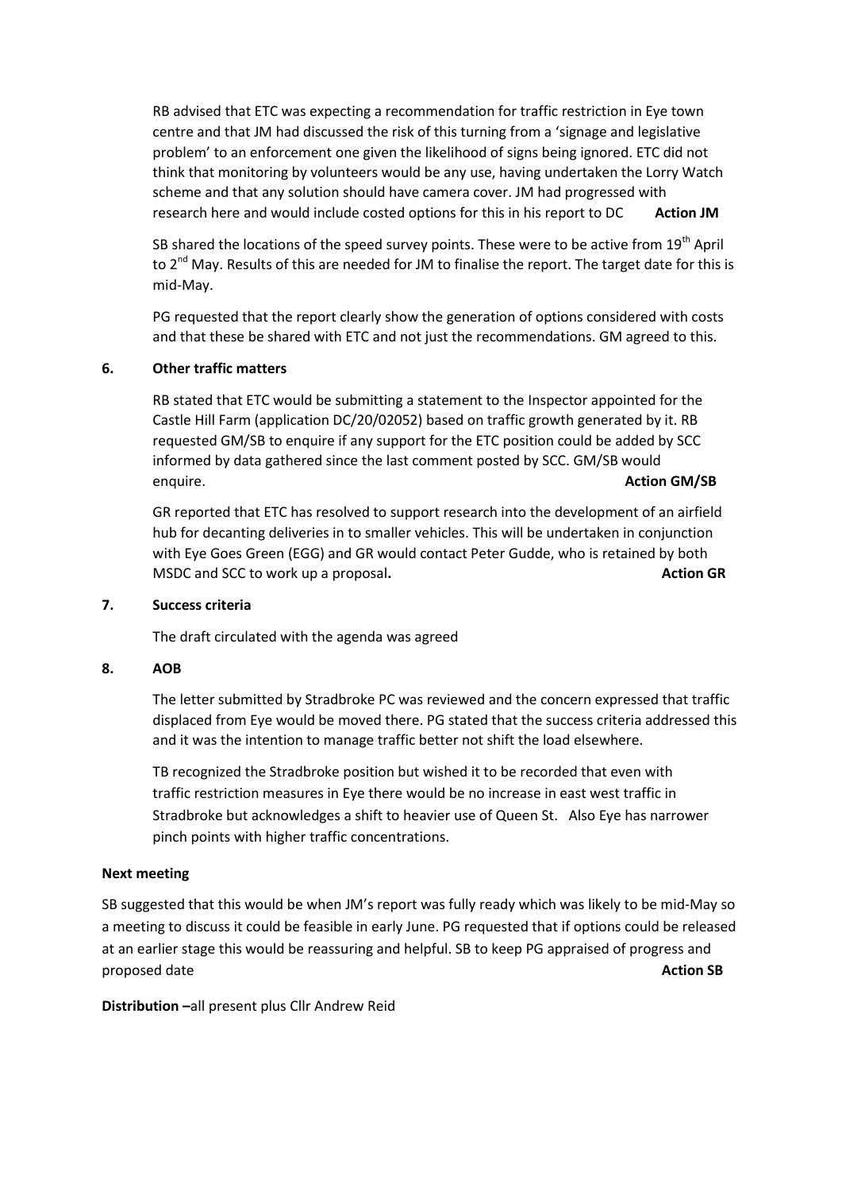RB advised that ETC was expecting a recommendation for traffic restriction in Eye town centre and that JM had discussed the risk of this turning from a 'signage and legislative problem' to an enforcement one given the likelihood of signs being ignored. ETC did not think that monitoring by volunteers would be any use, having undertaken the Lorry Watch scheme and that any solution should have camera cover. JM had progressed with research here and would include costed options for this in his report to DC **Action JM**

SB shared the locations of the speed survey points. These were to be active from 19th April to 2nd May. Results of this are needed for JM to finalise the report. The target date for this is mid-May.

PG requested that the report clearly show the generation of options considered with costs and that these be shared with ETC and not just the recommendations. GM agreed to this.

## 6. Other traffic matters

RB stated that ETC would be submitting a statement to the Inspector appointed for the Castle Hill Farm (application DC/20/02052) based on traffic growth generated by it. RB requested GM/SB to enquire if any support for the ETC position could be added by SCC informed by data gathered since the last comment posted by SCC. GM/SB would enquire. **Action GM/SB**

GR reported that ETC has resolved to support research into the development of an airfield hub for decanting deliveries in to smaller vehicles. This will be undertaken in conjunction with Eye Goes Green (EGG) and GR would contact Peter Gudde, who is retained by both MSDC and SCC to work up a proposal**.** **Action GR**

## 7. Success criteria

The draft circulated with the agenda was agreed

## 8. AOB

The letter submitted by Stradbroke PC was reviewed and the concern expressed that traffic displaced from Eye would be moved there. PG stated that the success criteria addressed this and it was the intention to manage traffic better not shift the load elsewhere.

TB recognized the Stradbroke position but wished it to be recorded that even with traffic restriction measures in Eye there would be no increase in east west traffic in Stradbroke but acknowledges a shift to heavier use of Queen St. Also Eye has narrower pinch points with higher traffic concentrations.

**Next meeting**

SB suggested that this would be when JM's report was fully ready which was likely to be mid-May so a meeting to discuss it could be feasible in early June. PG requested that if options could be released at an earlier stage this would be reassuring and helpful. SB to keep PG appraised of progress and proposed date **Action SB**

**Distribution –**all present plus Cllr Andrew Reid